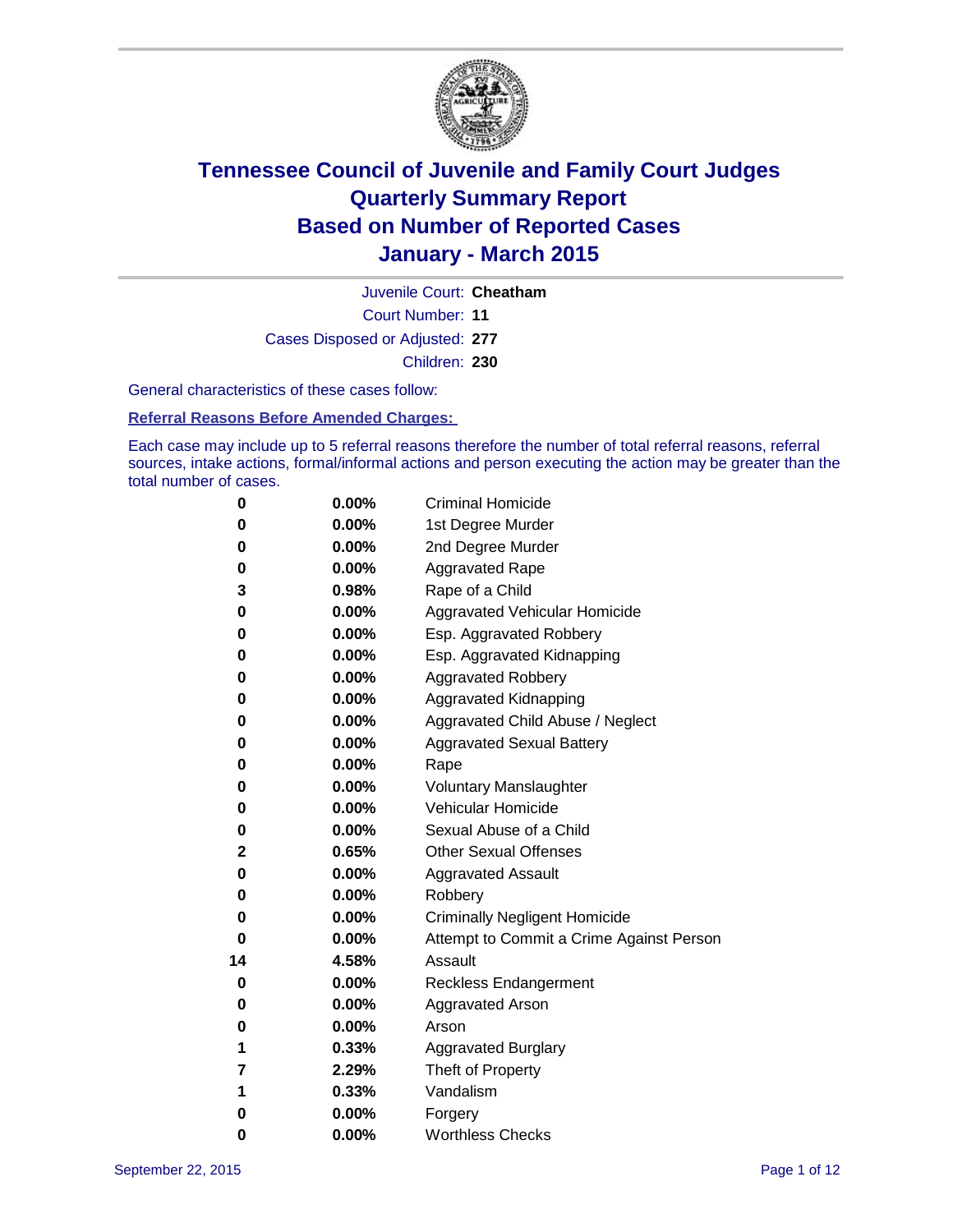# Tennessee Council of Juvenile and Family Court Judges
## Quarterly Summary Report
## Based on Number of Reported Cases
## January - March 2015

Juvenile Court: **Cheatham**

Court Number: **11**

Cases Disposed or Adjusted: **277**

Children: **230**

General characteristics of these cases follow:

**Referral Reasons Before Amended Charges:**

Each case may include up to 5 referral reasons therefore the number of total referral reasons, referral sources, intake actions, formal/informal actions and person executing the action may be greater than the total number of cases.

| Count | Percent | Referral Reason |
|---|---|---|
| 0 | 0.00% | Criminal Homicide |
| 0 | 0.00% | 1st Degree Murder |
| 0 | 0.00% | 2nd Degree Murder |
| 0 | 0.00% | Aggravated Rape |
| 3 | 0.98% | Rape of a Child |
| 0 | 0.00% | Aggravated Vehicular Homicide |
| 0 | 0.00% | Esp. Aggravated Robbery |
| 0 | 0.00% | Esp. Aggravated Kidnapping |
| 0 | 0.00% | Aggravated Robbery |
| 0 | 0.00% | Aggravated Kidnapping |
| 0 | 0.00% | Aggravated Child Abuse / Neglect |
| 0 | 0.00% | Aggravated Sexual Battery |
| 0 | 0.00% | Rape |
| 0 | 0.00% | Voluntary Manslaughter |
| 0 | 0.00% | Vehicular Homicide |
| 0 | 0.00% | Sexual Abuse of a Child |
| 2 | 0.65% | Other Sexual Offenses |
| 0 | 0.00% | Aggravated Assault |
| 0 | 0.00% | Robbery |
| 0 | 0.00% | Criminally Negligent Homicide |
| 0 | 0.00% | Attempt to Commit a Crime Against Person |
| 14 | 4.58% | Assault |
| 0 | 0.00% | Reckless Endangerment |
| 0 | 0.00% | Aggravated Arson |
| 0 | 0.00% | Arson |
| 1 | 0.33% | Aggravated Burglary |
| 7 | 2.29% | Theft of Property |
| 1 | 0.33% | Vandalism |
| 0 | 0.00% | Forgery |
| 0 | 0.00% | Worthless Checks |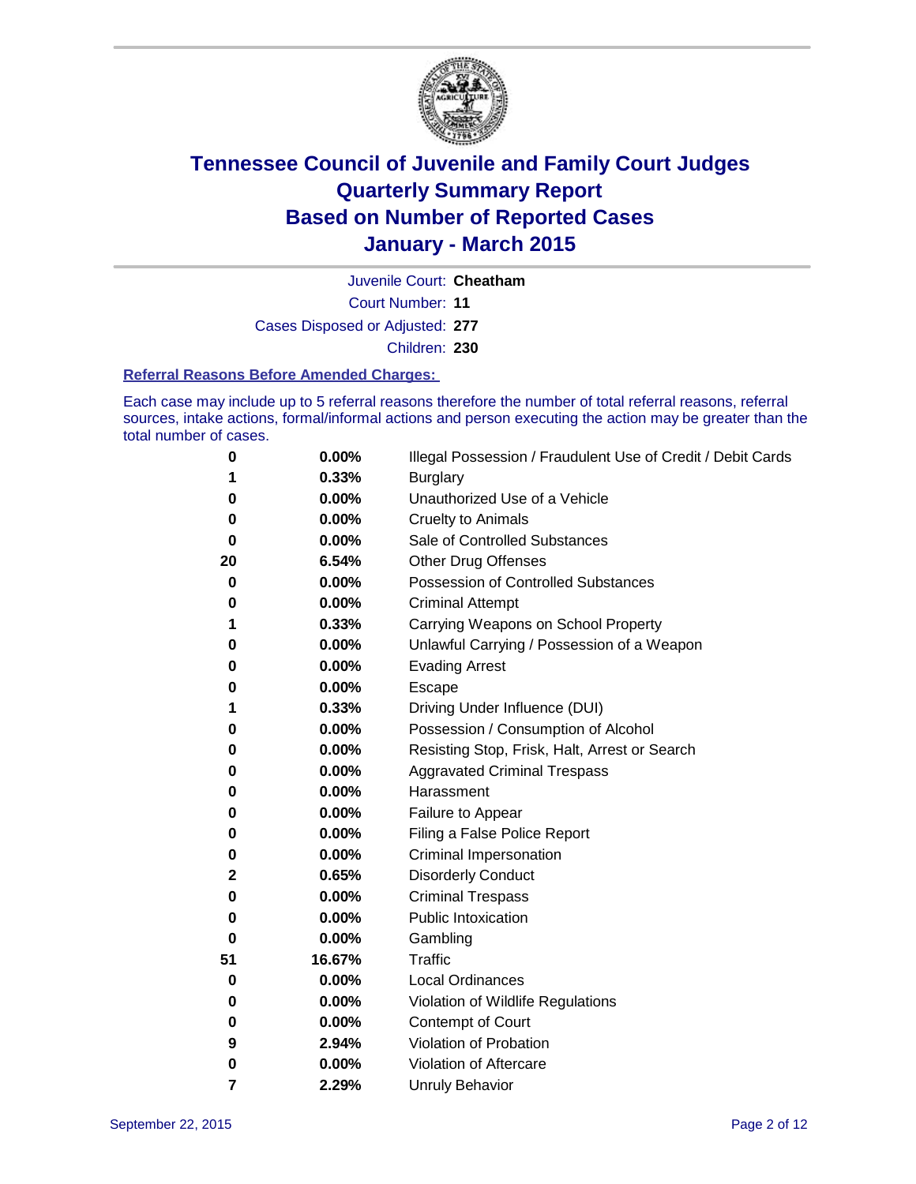# Tennessee Council of Juvenile and Family Court Judges
## Quarterly Summary Report
## Based on Number of Reported Cases
## January - March 2015

Juvenile Court: **Cheatham**

Court Number: **11**

Cases Disposed or Adjusted: **277**

Children: **230**

### Referral Reasons Before Amended Charges:

Each case may include up to 5 referral reasons therefore the number of total referral reasons, referral sources, intake actions, formal/informal actions and person executing the action may be greater than the total number of cases.

| Count | Percent | Referral Reason |
|---|---|---|
| **0** | **0.00%** | Illegal Possession / Fraudulent Use of Credit / Debit Cards |
| **1** | **0.33%** | Burglary |
| **0** | **0.00%** | Unauthorized Use of a Vehicle |
| **0** | **0.00%** | Cruelty to Animals |
| **0** | **0.00%** | Sale of Controlled Substances |
| **20** | **6.54%** | Other Drug Offenses |
| **0** | **0.00%** | Possession of Controlled Substances |
| **0** | **0.00%** | Criminal Attempt |
| **1** | **0.33%** | Carrying Weapons on School Property |
| **0** | **0.00%** | Unlawful Carrying / Possession of a Weapon |
| **0** | **0.00%** | Evading Arrest |
| **0** | **0.00%** | Escape |
| **1** | **0.33%** | Driving Under Influence (DUI) |
| **0** | **0.00%** | Possession / Consumption of Alcohol |
| **0** | **0.00%** | Resisting Stop, Frisk, Halt, Arrest or Search |
| **0** | **0.00%** | Aggravated Criminal Trespass |
| **0** | **0.00%** | Harassment |
| **0** | **0.00%** | Failure to Appear |
| **0** | **0.00%** | Filing a False Police Report |
| **0** | **0.00%** | Criminal Impersonation |
| **2** | **0.65%** | Disorderly Conduct |
| **0** | **0.00%** | Criminal Trespass |
| **0** | **0.00%** | Public Intoxication |
| **0** | **0.00%** | Gambling |
| **51** | **16.67%** | Traffic |
| **0** | **0.00%** | Local Ordinances |
| **0** | **0.00%** | Violation of Wildlife Regulations |
| **0** | **0.00%** | Contempt of Court |
| **9** | **2.94%** | Violation of Probation |
| **0** | **0.00%** | Violation of Aftercare |
| **7** | **2.29%** | Unruly Behavior |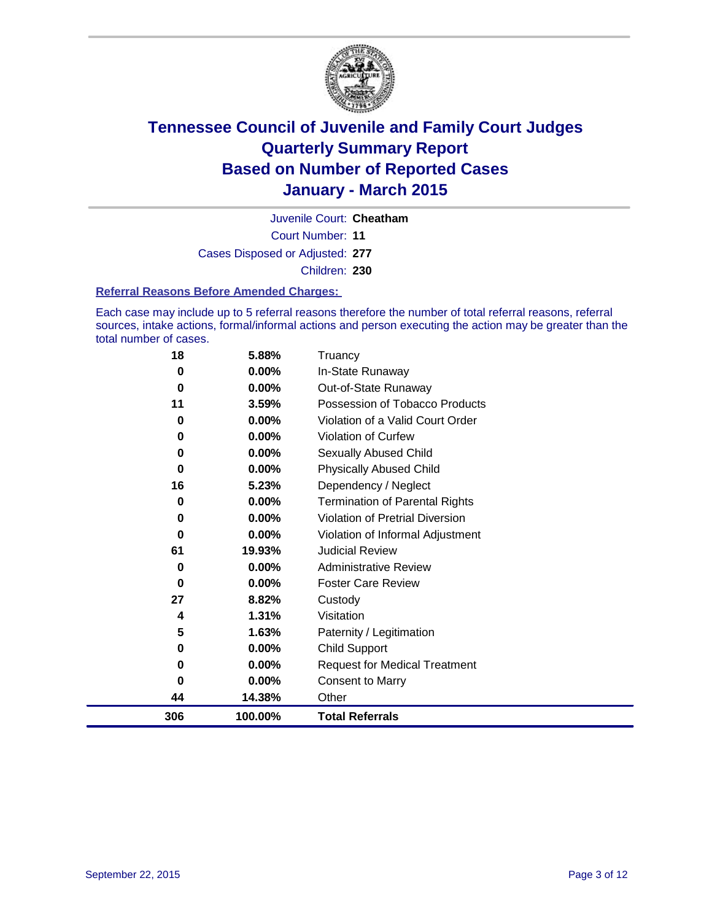# Tennessee Council of Juvenile and Family Court Judges
# Quarterly Summary Report
# Based on Number of Reported Cases
# January - March 2015

Juvenile Court: **Cheatham**

Court Number: **11**

Cases Disposed or Adjusted: **277**

Children: **230**

### Referral Reasons Before Amended Charges:

Each case may include up to 5 referral reasons therefore the number of total referral reasons, referral sources, intake actions, formal/informal actions and person executing the action may be greater than the total number of cases.

| Count | Percent | Referral Reason |
|---|---|---|
| 18 | 5.88% | Truancy |
| 0 | 0.00% | In-State Runaway |
| 0 | 0.00% | Out-of-State Runaway |
| 11 | 3.59% | Possession of Tobacco Products |
| 0 | 0.00% | Violation of a Valid Court Order |
| 0 | 0.00% | Violation of Curfew |
| 0 | 0.00% | Sexually Abused Child |
| 0 | 0.00% | Physically Abused Child |
| 16 | 5.23% | Dependency / Neglect |
| 0 | 0.00% | Termination of Parental Rights |
| 0 | 0.00% | Violation of Pretrial Diversion |
| 0 | 0.00% | Violation of Informal Adjustment |
| 61 | 19.93% | Judicial Review |
| 0 | 0.00% | Administrative Review |
| 0 | 0.00% | Foster Care Review |
| 27 | 8.82% | Custody |
| 4 | 1.31% | Visitation |
| 5 | 1.63% | Paternity / Legitimation |
| 0 | 0.00% | Child Support |
| 0 | 0.00% | Request for Medical Treatment |
| 0 | 0.00% | Consent to Marry |
| 44 | 14.38% | Other |
| **306** | **100.00%** | **Total Referrals** |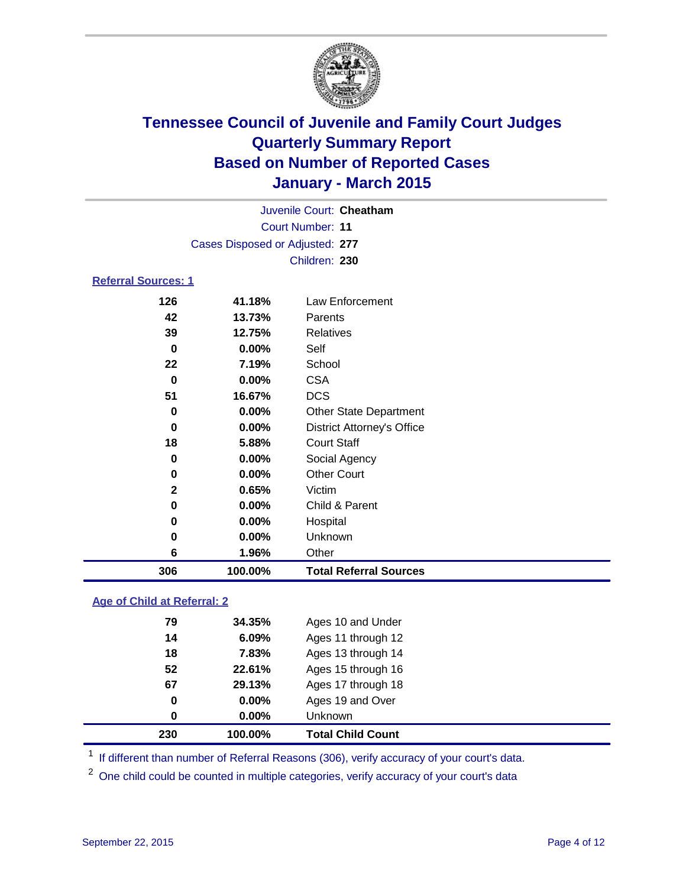# Tennessee Council of Juvenile and Family Court Judges
# Quarterly Summary Report
# Based on Number of Reported Cases
# January - March 2015

Juvenile Court: **Cheatham**
Court Number: **11**
Cases Disposed or Adjusted: **277**
Children: **230**

## Referral Sources: 1

| | | |
|---|---|---|
| 126 | 41.18% | Law Enforcement |
| 42 | 13.73% | Parents |
| 39 | 12.75% | Relatives |
| 0 | 0.00% | Self |
| 22 | 7.19% | School |
| 0 | 0.00% | CSA |
| 51 | 16.67% | DCS |
| 0 | 0.00% | Other State Department |
| 0 | 0.00% | District Attorney's Office |
| 18 | 5.88% | Court Staff |
| 0 | 0.00% | Social Agency |
| 0 | 0.00% | Other Court |
| 2 | 0.65% | Victim |
| 0 | 0.00% | Child & Parent |
| 0 | 0.00% | Hospital |
| 0 | 0.00% | Unknown |
| 6 | 1.96% | Other |
| **306** | **100.00%** | **Total Referral Sources** |

## Age of Child at Referral: 2

| | | |
|---|---|---|
| 79 | 34.35% | Ages 10 and Under |
| 14 | 6.09% | Ages 11 through 12 |
| 18 | 7.83% | Ages 13 through 14 |
| 52 | 22.61% | Ages 15 through 16 |
| 67 | 29.13% | Ages 17 through 18 |
| 0 | 0.00% | Ages 19 and Over |
| 0 | 0.00% | Unknown |
| **230** | **100.00%** | **Total Child Count** |

[1] If different than number of Referral Reasons (306), verify accuracy of your court's data.

[2] One child could be counted in multiple categories, verify accuracy of your court's data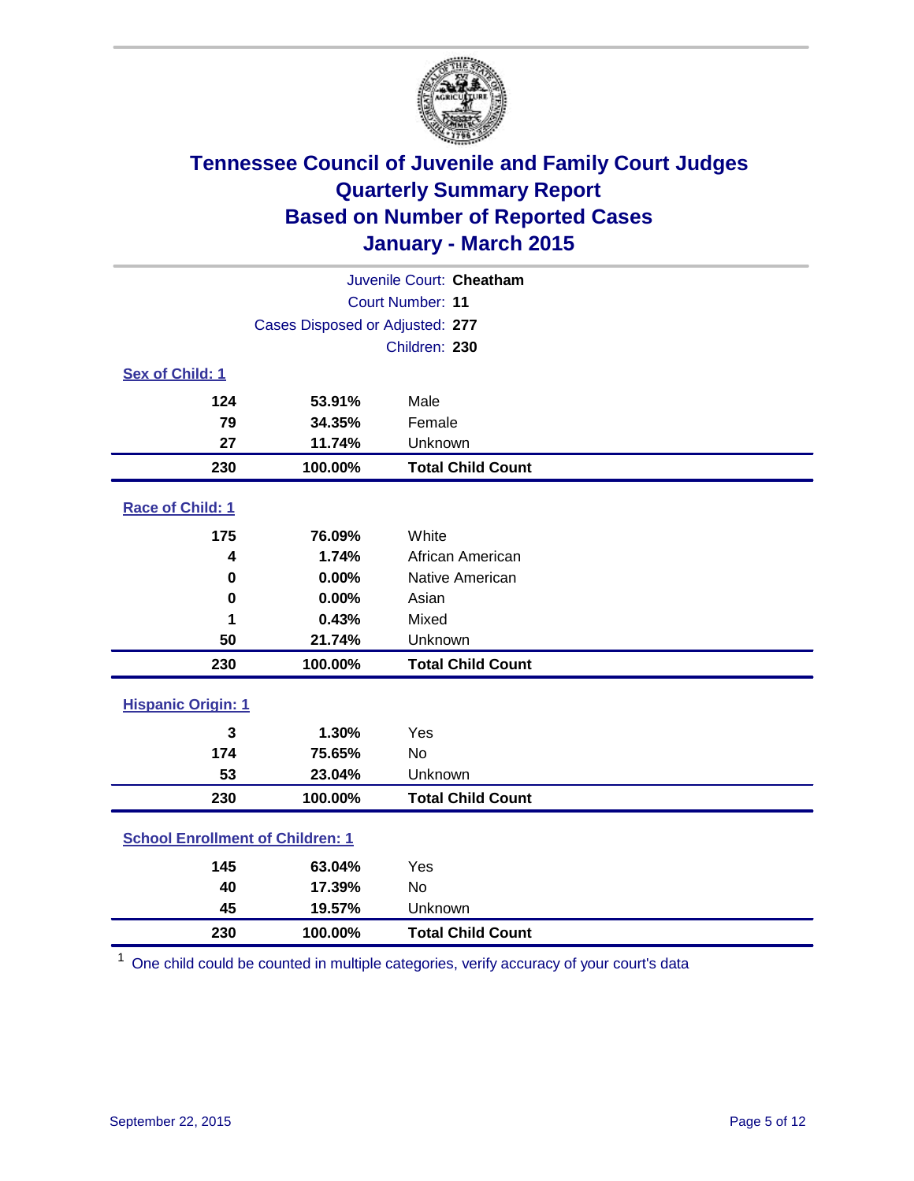# Tennessee Council of Juvenile and Family Court Judges
## Quarterly Summary Report
## Based on Number of Reported Cases
## January - March 2015

Juvenile Court: **Cheatham**

Court Number: **11**

Cases Disposed or Adjusted: **277**

Children: **230**

**Sex of Child: 1**

| Count | Percent | Category |
|---|---|---|
| 124 | 53.91% | Male |
| 79 | 34.35% | Female |
| 27 | 11.74% | Unknown |
| **230** | **100.00%** | **Total Child Count** |

**Race of Child: 1**

| Count | Percent | Category |
|---|---|---|
| 175 | 76.09% | White |
| 4 | 1.74% | African American |
| 0 | 0.00% | Native American |
| 0 | 0.00% | Asian |
| 1 | 0.43% | Mixed |
| 50 | 21.74% | Unknown |
| **230** | **100.00%** | **Total Child Count** |

**Hispanic Origin: 1**

| Count | Percent | Category |
|---|---|---|
| 3 | 1.30% | Yes |
| 174 | 75.65% | No |
| 53 | 23.04% | Unknown |
| **230** | **100.00%** | **Total Child Count** |

**School Enrollment of Children: 1**

| Count | Percent | Category |
|---|---|---|
| 145 | 63.04% | Yes |
| 40 | 17.39% | No |
| 45 | 19.57% | Unknown |
| **230** | **100.00%** | **Total Child Count** |

[1] One child could be counted in multiple categories, verify accuracy of your court's data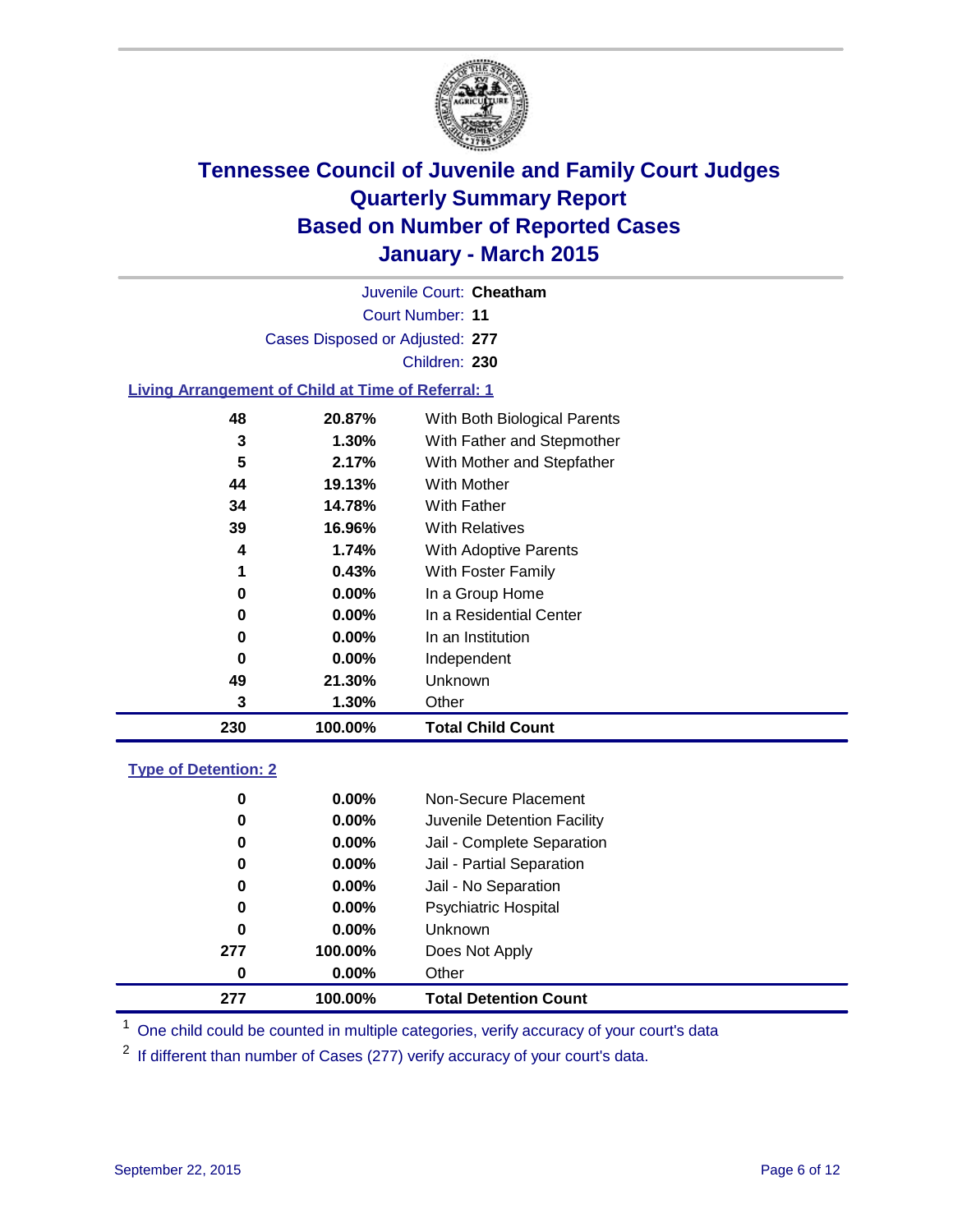# Tennessee Council of Juvenile and Family Court Judges
# Quarterly Summary Report
# Based on Number of Reported Cases
# January - March 2015

Juvenile Court: **Cheatham**

Court Number: **11**

Cases Disposed or Adjusted: **277**

Children: **230**

### Living Arrangement of Child at Time of Referral: 1

| | | |
|---|---|---|
| 48 | 20.87% | With Both Biological Parents |
| 3 | 1.30% | With Father and Stepmother |
| 5 | 2.17% | With Mother and Stepfather |
| 44 | 19.13% | With Mother |
| 34 | 14.78% | With Father |
| 39 | 16.96% | With Relatives |
| 4 | 1.74% | With Adoptive Parents |
| 1 | 0.43% | With Foster Family |
| 0 | 0.00% | In a Group Home |
| 0 | 0.00% | In a Residential Center |
| 0 | 0.00% | In an Institution |
| 0 | 0.00% | Independent |
| 49 | 21.30% | Unknown |
| 3 | 1.30% | Other |
| **230** | **100.00%** | **Total Child Count** |

### Type of Detention: 2

| | | |
|---|---|---|
| 0 | 0.00% | Non-Secure Placement |
| 0 | 0.00% | Juvenile Detention Facility |
| 0 | 0.00% | Jail - Complete Separation |
| 0 | 0.00% | Jail - Partial Separation |
| 0 | 0.00% | Jail - No Separation |
| 0 | 0.00% | Psychiatric Hospital |
| 0 | 0.00% | Unknown |
| 277 | 100.00% | Does Not Apply |
| 0 | 0.00% | Other |
| **277** | **100.00%** | **Total Detention Count** |

[1] One child could be counted in multiple categories, verify accuracy of your court's data

[2] If different than number of Cases (277) verify accuracy of your court's data.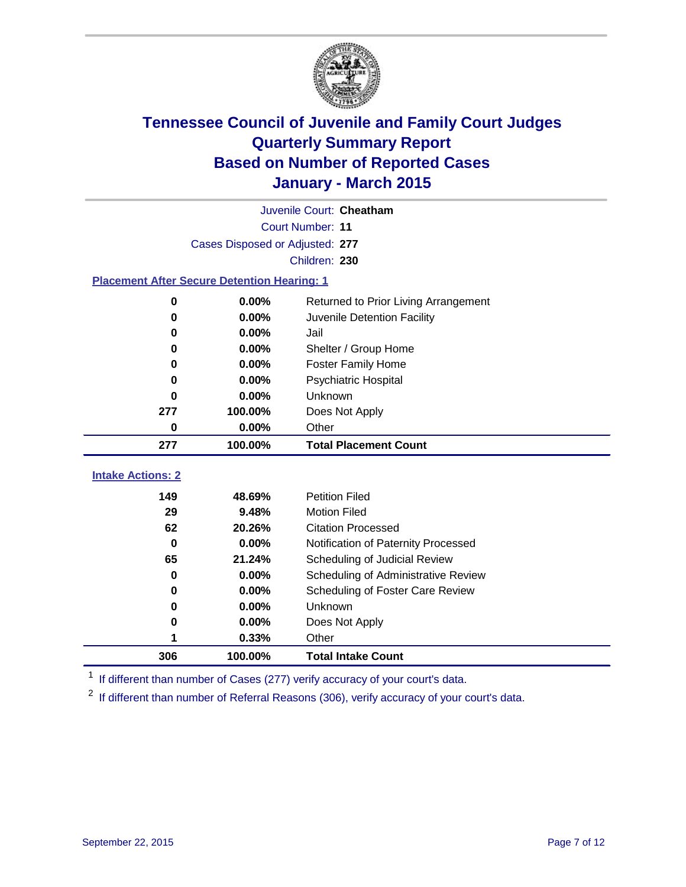# Tennessee Council of Juvenile and Family Court Judges
# Quarterly Summary Report
# Based on Number of Reported Cases
# January - March 2015

Juvenile Court: **Cheatham**

Court Number: **11**

Cases Disposed or Adjusted: **277**

Children: **230**

### Placement After Secure Detention Hearing: 1

| Count | Percent | Placement |
|---|---|---|
| 0 | 0.00% | Returned to Prior Living Arrangement |
| 0 | 0.00% | Juvenile Detention Facility |
| 0 | 0.00% | Jail |
| 0 | 0.00% | Shelter / Group Home |
| 0 | 0.00% | Foster Family Home |
| 0 | 0.00% | Psychiatric Hospital |
| 0 | 0.00% | Unknown |
| 277 | 100.00% | Does Not Apply |
| 0 | 0.00% | Other |
| **277** | **100.00%** | **Total Placement Count** |

### Intake Actions: 2

| Count | Percent | Intake Action |
|---|---|---|
| 149 | 48.69% | Petition Filed |
| 29 | 9.48% | Motion Filed |
| 62 | 20.26% | Citation Processed |
| 0 | 0.00% | Notification of Paternity Processed |
| 65 | 21.24% | Scheduling of Judicial Review |
| 0 | 0.00% | Scheduling of Administrative Review |
| 0 | 0.00% | Scheduling of Foster Care Review |
| 0 | 0.00% | Unknown |
| 0 | 0.00% | Does Not Apply |
| 1 | 0.33% | Other |
| **306** | **100.00%** | **Total Intake Count** |

[1] If different than number of Cases (277) verify accuracy of your court's data.

[2] If different than number of Referral Reasons (306), verify accuracy of your court's data.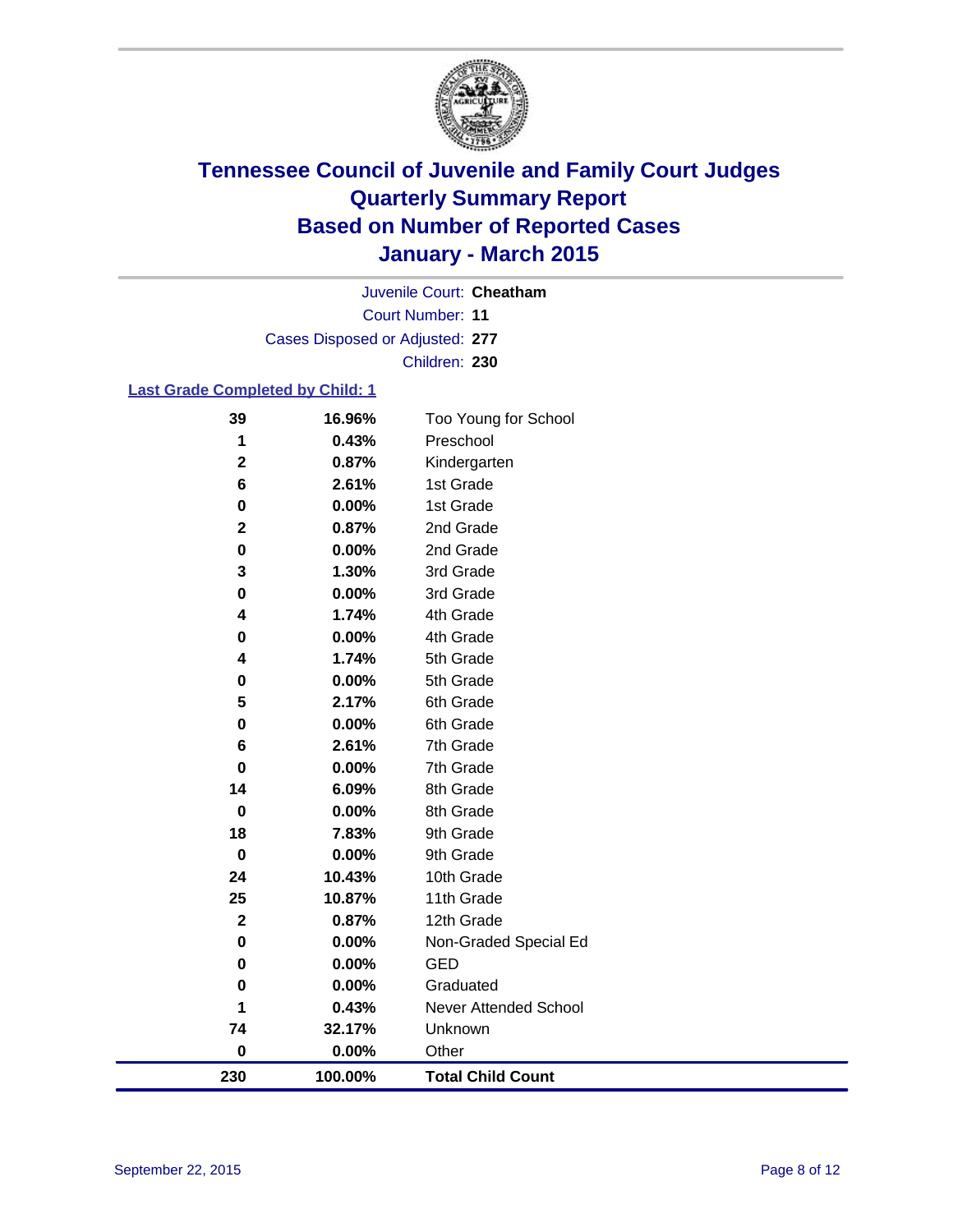# Tennessee Council of Juvenile and Family Court Judges
# Quarterly Summary Report
# Based on Number of Reported Cases
# January - March 2015

Juvenile Court: **Cheatham**

Court Number: **11**

Cases Disposed or Adjusted: **277**

Children: **230**

## Last Grade Completed by Child: 1

| Count | Percent | Grade |
|---|---|---|
| 39 | 16.96% | Too Young for School |
| 1 | 0.43% | Preschool |
| 2 | 0.87% | Kindergarten |
| 6 | 2.61% | 1st Grade |
| 0 | 0.00% | 1st Grade |
| 2 | 0.87% | 2nd Grade |
| 0 | 0.00% | 2nd Grade |
| 3 | 1.30% | 3rd Grade |
| 0 | 0.00% | 3rd Grade |
| 4 | 1.74% | 4th Grade |
| 0 | 0.00% | 4th Grade |
| 4 | 1.74% | 5th Grade |
| 0 | 0.00% | 5th Grade |
| 5 | 2.17% | 6th Grade |
| 0 | 0.00% | 6th Grade |
| 6 | 2.61% | 7th Grade |
| 0 | 0.00% | 7th Grade |
| 14 | 6.09% | 8th Grade |
| 0 | 0.00% | 8th Grade |
| 18 | 7.83% | 9th Grade |
| 0 | 0.00% | 9th Grade |
| 24 | 10.43% | 10th Grade |
| 25 | 10.87% | 11th Grade |
| 2 | 0.87% | 12th Grade |
| 0 | 0.00% | Non-Graded Special Ed |
| 0 | 0.00% | GED |
| 0 | 0.00% | Graduated |
| 1 | 0.43% | Never Attended School |
| 74 | 32.17% | Unknown |
| 0 | 0.00% | Other |
| **230** | **100.00%** | **Total Child Count** |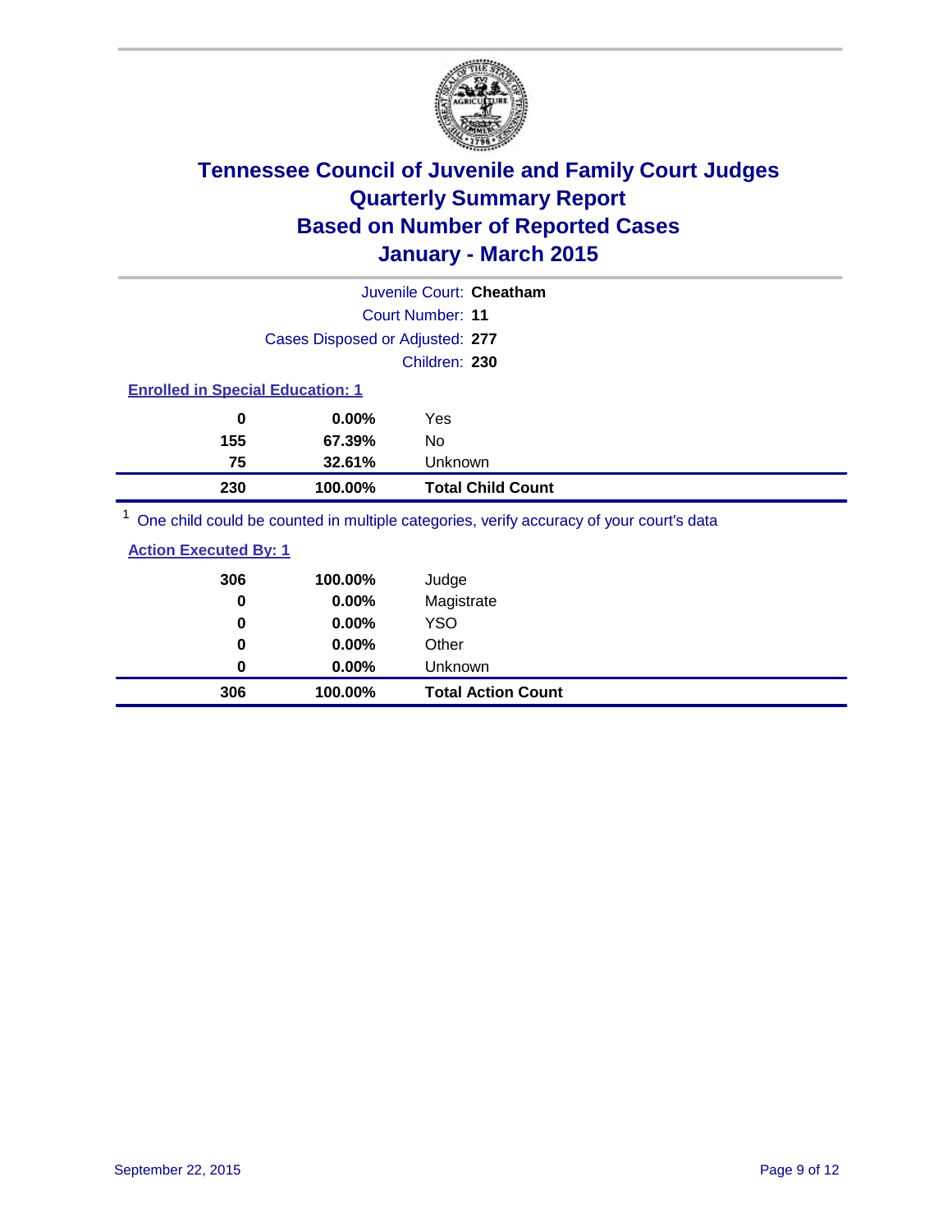# Tennessee Council of Juvenile and Family Court Judges
## Quarterly Summary Report
## Based on Number of Reported Cases
## January - March 2015

Juvenile Court: **Cheatham**

Court Number: **11**

Cases Disposed or Adjusted: **277**

Children: **230**

### Enrolled in Special Education: 1

| Count | Percent | Category |
|---|---|---|
| 0 | 0.00% | Yes |
| 155 | 67.39% | No |
| 75 | 32.61% | Unknown |
| **230** | **100.00%** | **Total Child Count** |

[1] One child could be counted in multiple categories, verify accuracy of your court's data

### Action Executed By: 1

| Count | Percent | Category |
|---|---|---|
| 306 | 100.00% | Judge |
| 0 | 0.00% | Magistrate |
| 0 | 0.00% | YSO |
| 0 | 0.00% | Other |
| 0 | 0.00% | Unknown |
| **306** | **100.00%** | **Total Action Count** |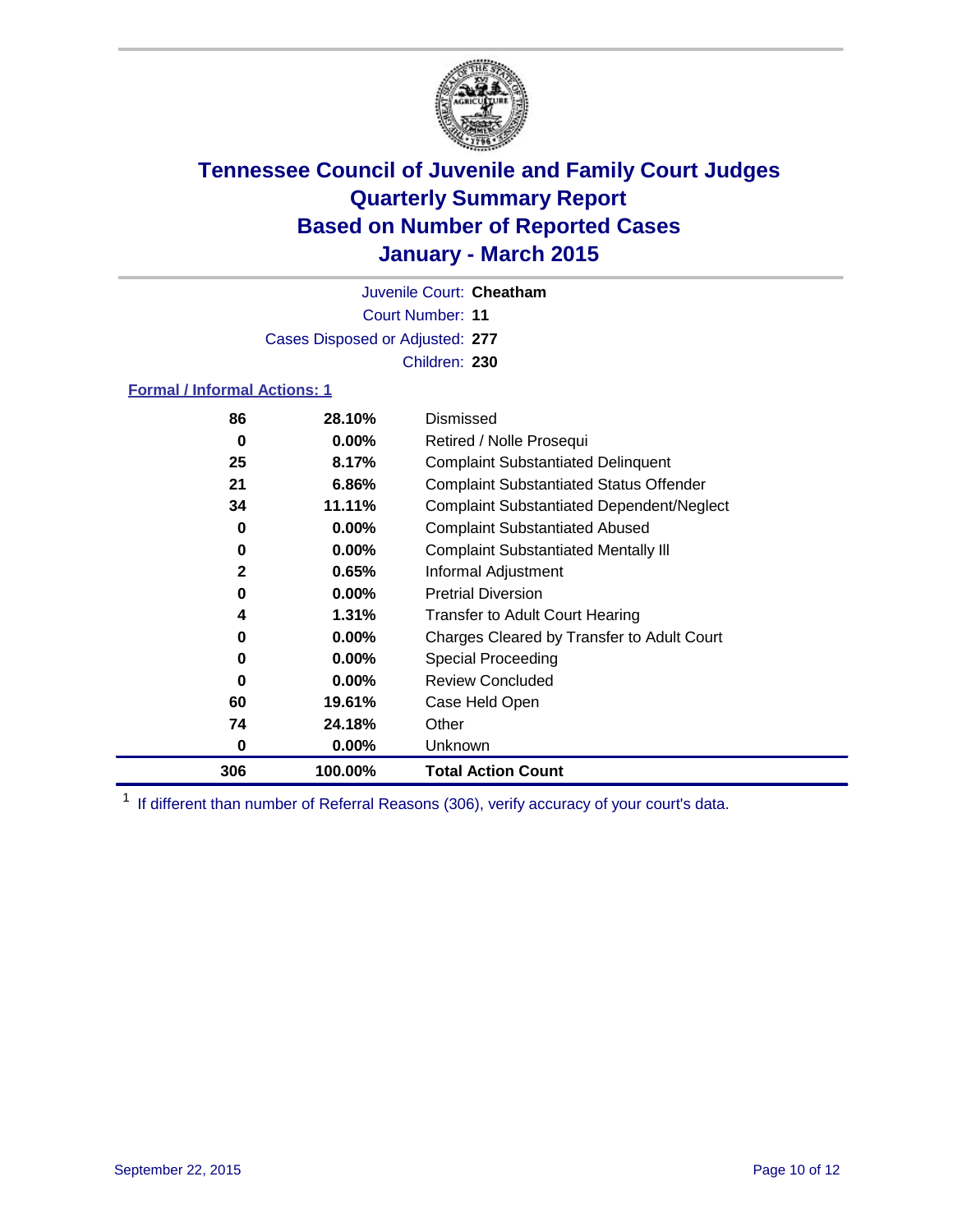# Tennessee Council of Juvenile and Family Court Judges
# Quarterly Summary Report
# Based on Number of Reported Cases
# January - March 2015

Juvenile Court: **Cheatham**

Court Number: **11**

Cases Disposed or Adjusted: **277**

Children: **230**

**Formal / Informal Actions: 1**

| Count | Percent | Action |
|---|---|---|
| 86 | 28.10% | Dismissed |
| 0 | 0.00% | Retired / Nolle Prosequi |
| 25 | 8.17% | Complaint Substantiated Delinquent |
| 21 | 6.86% | Complaint Substantiated Status Offender |
| 34 | 11.11% | Complaint Substantiated Dependent/Neglect |
| 0 | 0.00% | Complaint Substantiated Abused |
| 0 | 0.00% | Complaint Substantiated Mentally Ill |
| 2 | 0.65% | Informal Adjustment |
| 0 | 0.00% | Pretrial Diversion |
| 4 | 1.31% | Transfer to Adult Court Hearing |
| 0 | 0.00% | Charges Cleared by Transfer to Adult Court |
| 0 | 0.00% | Special Proceeding |
| 0 | 0.00% | Review Concluded |
| 60 | 19.61% | Case Held Open |
| 74 | 24.18% | Other |
| 0 | 0.00% | Unknown |
| **306** | **100.00%** | **Total Action Count** |

[1] If different than number of Referral Reasons (306), verify accuracy of your court's data.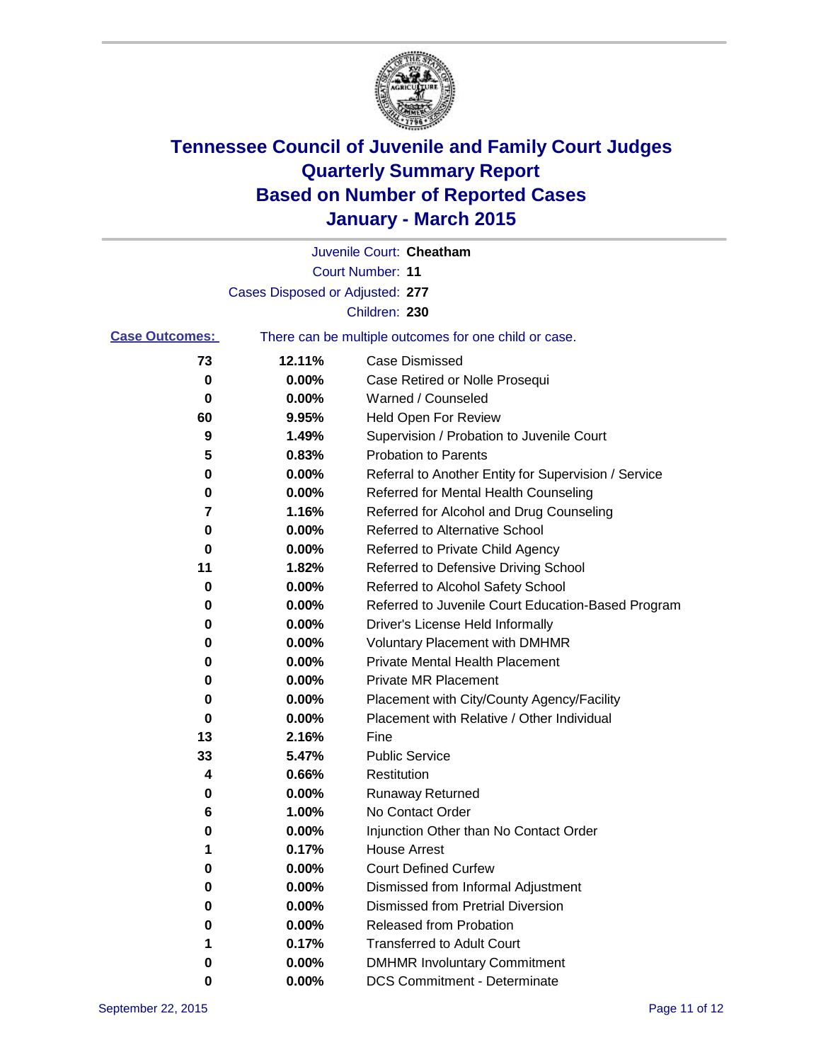# Tennessee Council of Juvenile and Family Court Judges
# Quarterly Summary Report
# Based on Number of Reported Cases
# January - March 2015

Juvenile Court: **Cheatham**

Court Number: **11**

Cases Disposed or Adjusted: **277**

Children: **230**

**Case Outcomes:** There can be multiple outcomes for one child or case.

| Count | Percent | Outcome |
|---|---|---|
| 73 | 12.11% | Case Dismissed |
| 0 | 0.00% | Case Retired or Nolle Prosequi |
| 0 | 0.00% | Warned / Counseled |
| 60 | 9.95% | Held Open For Review |
| 9 | 1.49% | Supervision / Probation to Juvenile Court |
| 5 | 0.83% | Probation to Parents |
| 0 | 0.00% | Referral to Another Entity for Supervision / Service |
| 0 | 0.00% | Referred for Mental Health Counseling |
| 7 | 1.16% | Referred for Alcohol and Drug Counseling |
| 0 | 0.00% | Referred to Alternative School |
| 0 | 0.00% | Referred to Private Child Agency |
| 11 | 1.82% | Referred to Defensive Driving School |
| 0 | 0.00% | Referred to Alcohol Safety School |
| 0 | 0.00% | Referred to Juvenile Court Education-Based Program |
| 0 | 0.00% | Driver's License Held Informally |
| 0 | 0.00% | Voluntary Placement with DMHMR |
| 0 | 0.00% | Private Mental Health Placement |
| 0 | 0.00% | Private MR Placement |
| 0 | 0.00% | Placement with City/County Agency/Facility |
| 0 | 0.00% | Placement with Relative / Other Individual |
| 13 | 2.16% | Fine |
| 33 | 5.47% | Public Service |
| 4 | 0.66% | Restitution |
| 0 | 0.00% | Runaway Returned |
| 6 | 1.00% | No Contact Order |
| 0 | 0.00% | Injunction Other than No Contact Order |
| 1 | 0.17% | House Arrest |
| 0 | 0.00% | Court Defined Curfew |
| 0 | 0.00% | Dismissed from Informal Adjustment |
| 0 | 0.00% | Dismissed from Pretrial Diversion |
| 0 | 0.00% | Released from Probation |
| 1 | 0.17% | Transferred to Adult Court |
| 0 | 0.00% | DMHMR Involuntary Commitment |
| 0 | 0.00% | DCS Commitment - Determinate |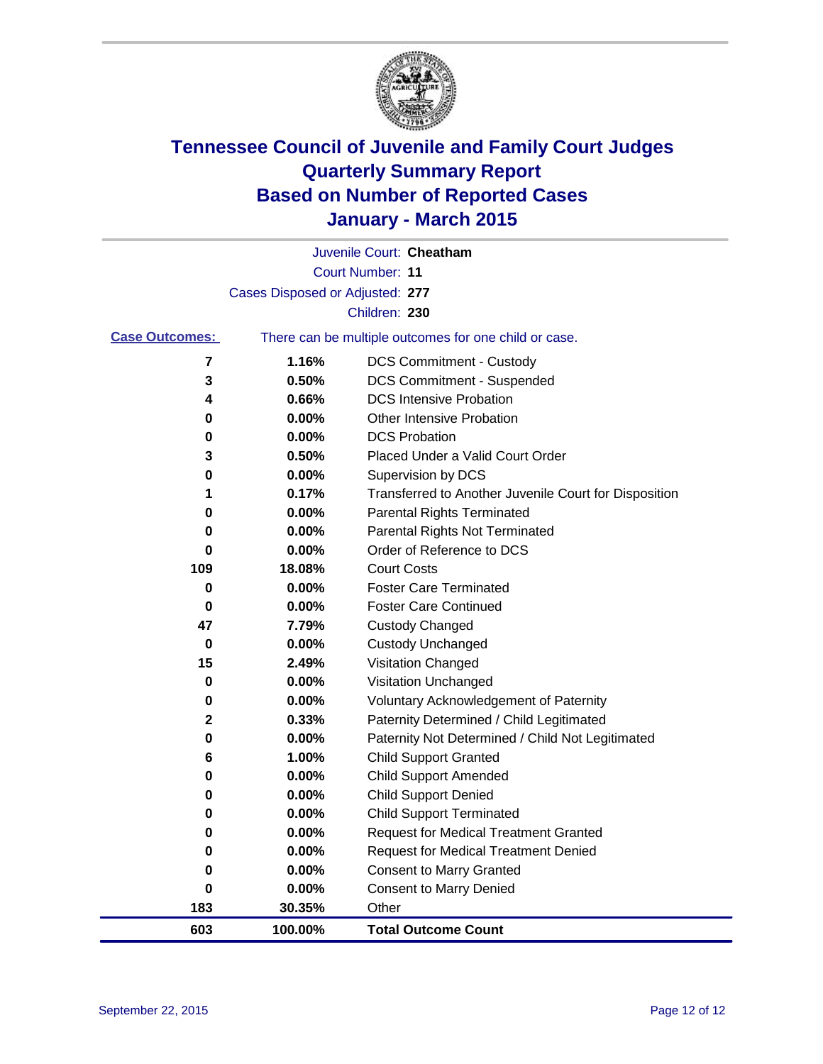# Tennessee Council of Juvenile and Family Court Judges
# Quarterly Summary Report
# Based on Number of Reported Cases
# January - March 2015

Juvenile Court: **Cheatham**

Court Number: **11**

Cases Disposed or Adjusted: **277**

Children: **230**

**Case Outcomes:** There can be multiple outcomes for one child or case.

| | | |
|---|---|---|
| 7 | 1.16% | DCS Commitment - Custody |
| 3 | 0.50% | DCS Commitment - Suspended |
| 4 | 0.66% | DCS Intensive Probation |
| 0 | 0.00% | Other Intensive Probation |
| 0 | 0.00% | DCS Probation |
| 3 | 0.50% | Placed Under a Valid Court Order |
| 0 | 0.00% | Supervision by DCS |
| 1 | 0.17% | Transferred to Another Juvenile Court for Disposition |
| 0 | 0.00% | Parental Rights Terminated |
| 0 | 0.00% | Parental Rights Not Terminated |
| 0 | 0.00% | Order of Reference to DCS |
| 109 | 18.08% | Court Costs |
| 0 | 0.00% | Foster Care Terminated |
| 0 | 0.00% | Foster Care Continued |
| 47 | 7.79% | Custody Changed |
| 0 | 0.00% | Custody Unchanged |
| 15 | 2.49% | Visitation Changed |
| 0 | 0.00% | Visitation Unchanged |
| 0 | 0.00% | Voluntary Acknowledgement of Paternity |
| 2 | 0.33% | Paternity Determined / Child Legitimated |
| 0 | 0.00% | Paternity Not Determined / Child Not Legitimated |
| 6 | 1.00% | Child Support Granted |
| 0 | 0.00% | Child Support Amended |
| 0 | 0.00% | Child Support Denied |
| 0 | 0.00% | Child Support Terminated |
| 0 | 0.00% | Request for Medical Treatment Granted |
| 0 | 0.00% | Request for Medical Treatment Denied |
| 0 | 0.00% | Consent to Marry Granted |
| 0 | 0.00% | Consent to Marry Denied |
| 183 | 30.35% | Other |
| **603** | **100.00%** | **Total Outcome Count** |

September 22, 2015